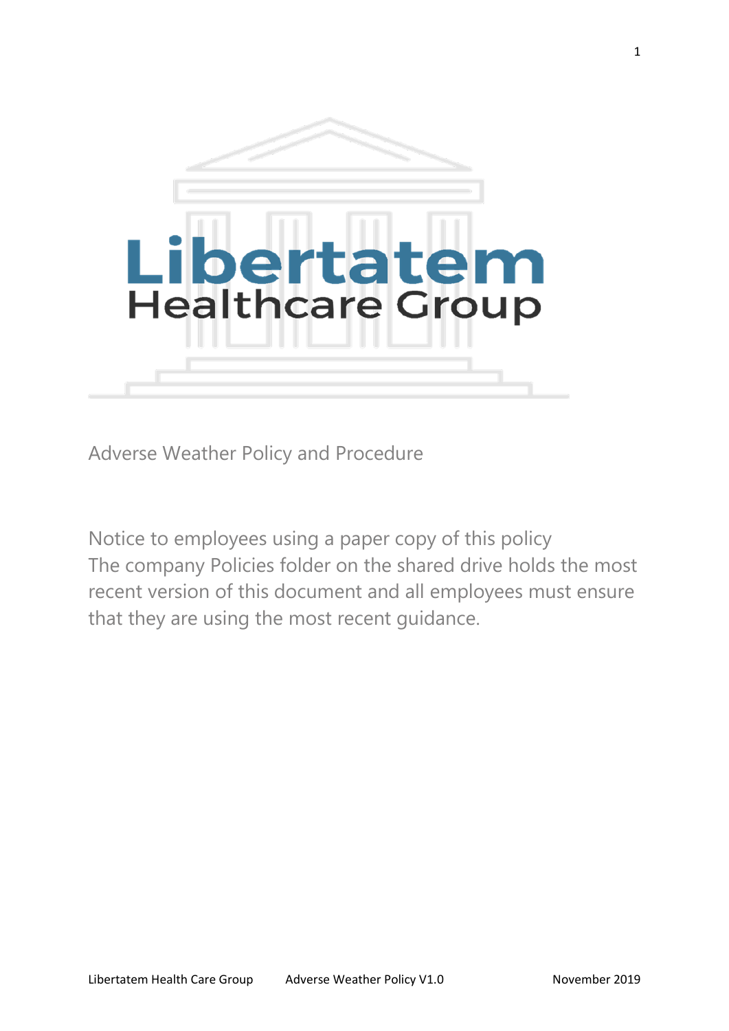# Libertatem Healthcare Group

Adverse Weather Policy and Procedure

Notice to employees using a paper copy of this policy
The company Policies folder on the shared drive holds the most recent version of this document and all employees must ensure that they are using the most recent guidance.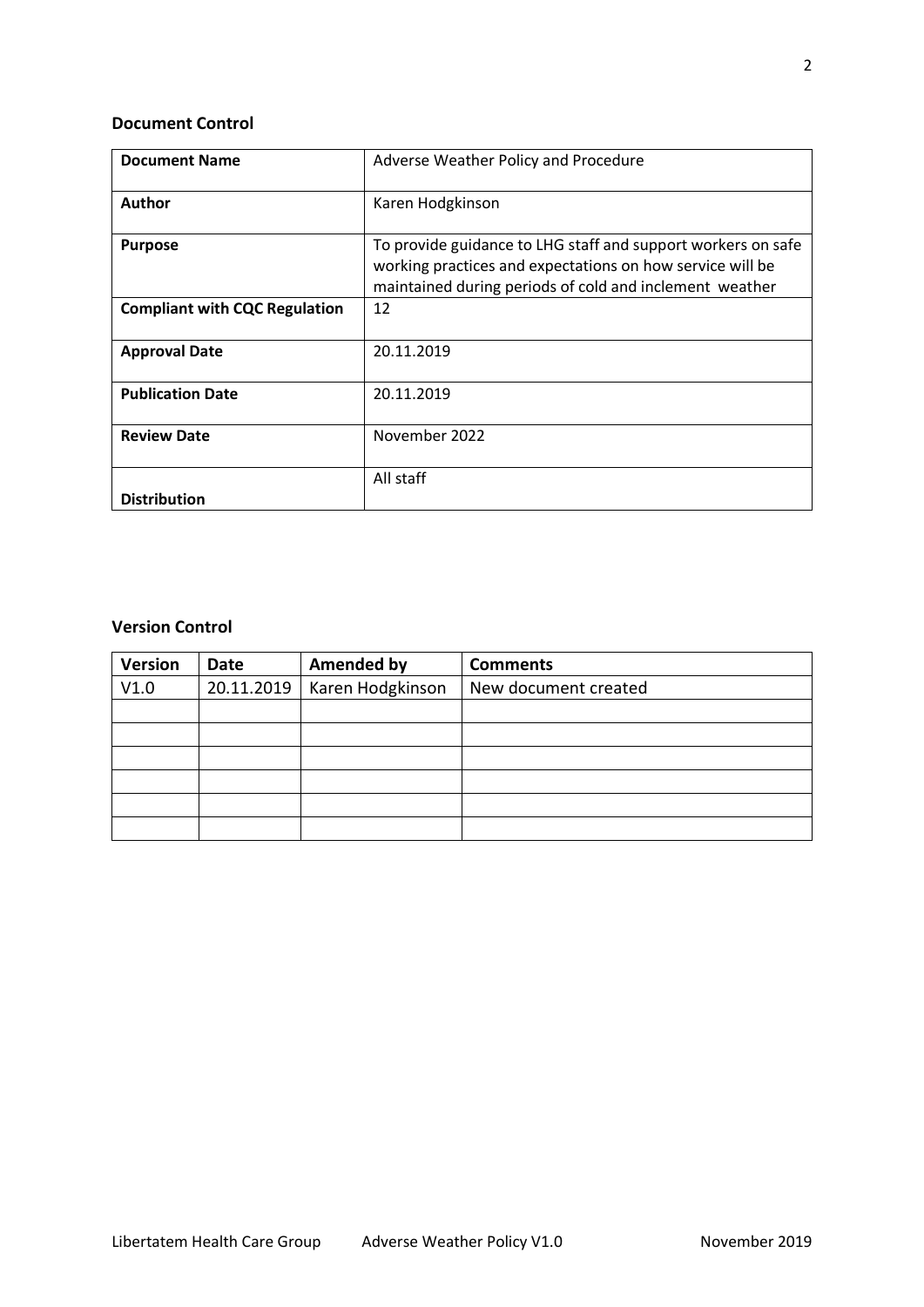## Document Control

| **Document Name** | Adverse Weather Policy and Procedure |
|---|---|
| **Author** | Karen Hodgkinson |
| **Purpose** | To provide guidance to LHG staff and support workers on safe working practices and expectations on how service will be maintained during periods of cold and inclement weather |
| **Compliant with CQC Regulation** | 12 |
| **Approval Date** | 20.11.2019 |
| **Publication Date** | 20.11.2019 |
| **Review Date** | November 2022 |
| **Distribution** | All staff |

## Version Control

| Version | Date | Amended by | Comments |
|---|---|---|---|
| V1.0 | 20.11.2019 | Karen Hodgkinson | New document created |
| | | | |
| | | | |
| | | | |
| | | | |
| | | | |
| | | | |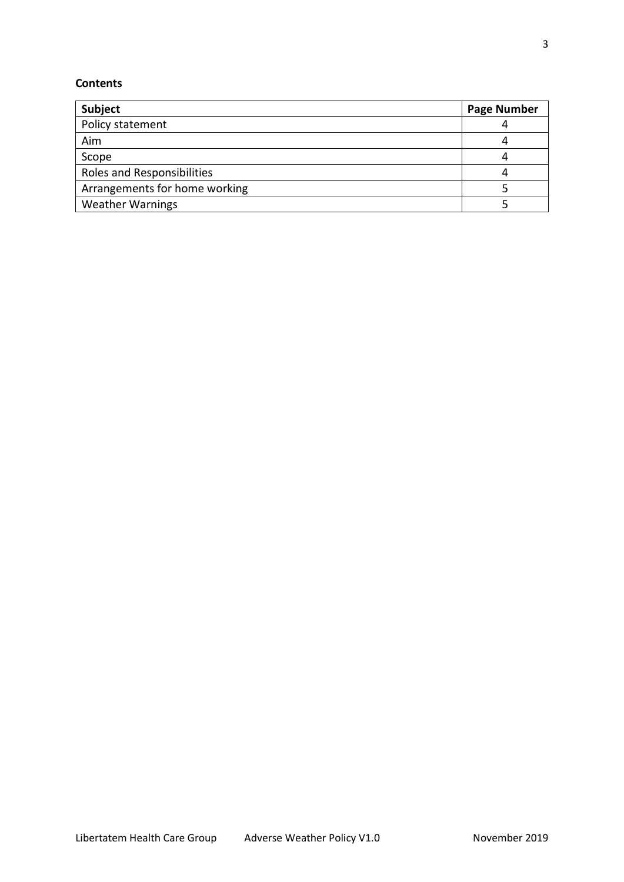**Contents**

| Subject | Page Number |
|---|---|
| Policy statement | 4 |
| Aim | 4 |
| Scope | 4 |
| Roles and Responsibilities | 4 |
| Arrangements for home working | 5 |
| Weather Warnings | 5 |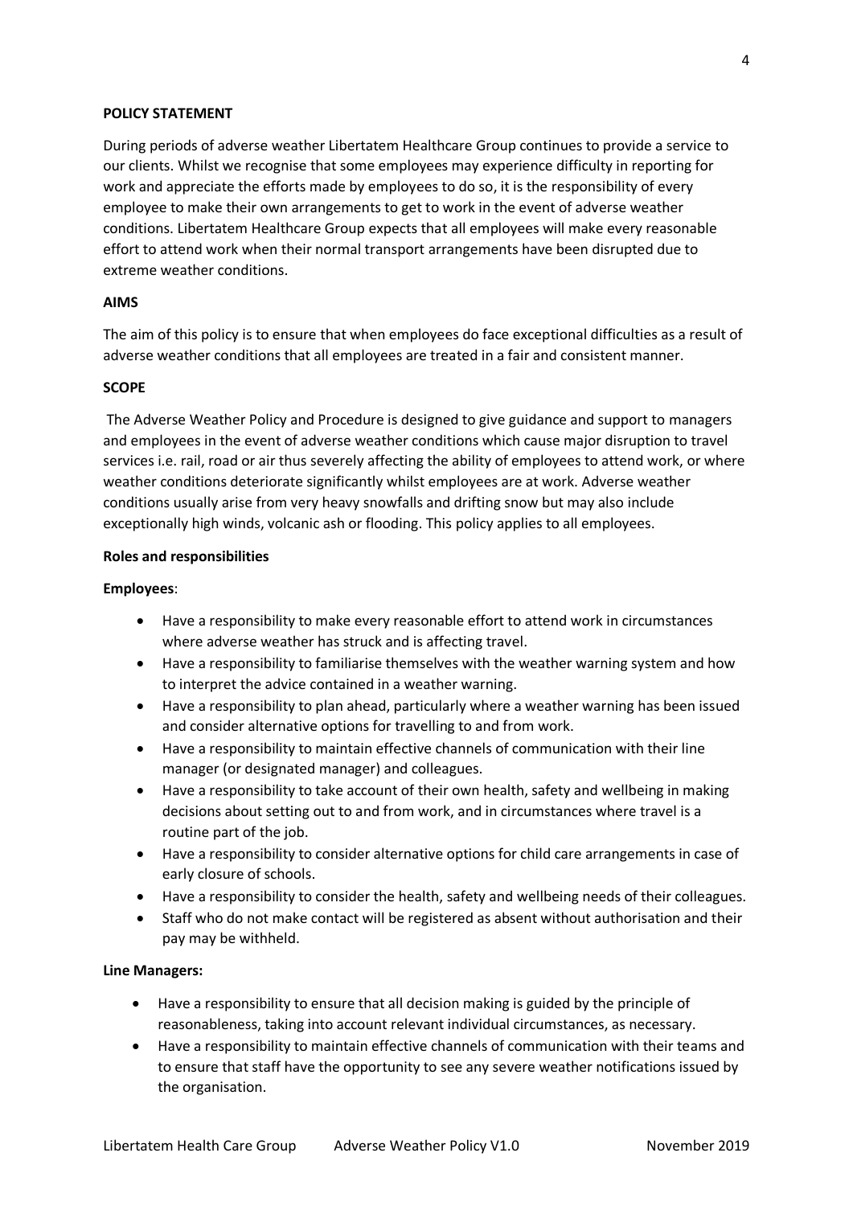**POLICY STATEMENT**

During periods of adverse weather Libertatem Healthcare Group continues to provide a service to our clients. Whilst we recognise that some employees may experience difficulty in reporting for work and appreciate the efforts made by employees to do so, it is the responsibility of every employee to make their own arrangements to get to work in the event of adverse weather conditions. Libertatem Healthcare Group expects that all employees will make every reasonable effort to attend work when their normal transport arrangements have been disrupted due to extreme weather conditions.

**AIMS**

The aim of this policy is to ensure that when employees do face exceptional difficulties as a result of adverse weather conditions that all employees are treated in a fair and consistent manner.

**SCOPE**

The Adverse Weather Policy and Procedure is designed to give guidance and support to managers and employees in the event of adverse weather conditions which cause major disruption to travel services i.e. rail, road or air thus severely affecting the ability of employees to attend work, or where weather conditions deteriorate significantly whilst employees are at work. Adverse weather conditions usually arise from very heavy snowfalls and drifting snow but may also include exceptionally high winds, volcanic ash or flooding. This policy applies to all employees.

**Roles and responsibilities**

**Employees**:

- Have a responsibility to make every reasonable effort to attend work in circumstances where adverse weather has struck and is affecting travel.
- Have a responsibility to familiarise themselves with the weather warning system and how to interpret the advice contained in a weather warning.
- Have a responsibility to plan ahead, particularly where a weather warning has been issued and consider alternative options for travelling to and from work.
- Have a responsibility to maintain effective channels of communication with their line manager (or designated manager) and colleagues.
- Have a responsibility to take account of their own health, safety and wellbeing in making decisions about setting out to and from work, and in circumstances where travel is a routine part of the job.
- Have a responsibility to consider alternative options for child care arrangements in case of early closure of schools.
- Have a responsibility to consider the health, safety and wellbeing needs of their colleagues.
- Staff who do not make contact will be registered as absent without authorisation and their pay may be withheld.

**Line Managers:**

- Have a responsibility to ensure that all decision making is guided by the principle of reasonableness, taking into account relevant individual circumstances, as necessary.
- Have a responsibility to maintain effective channels of communication with their teams and to ensure that staff have the opportunity to see any severe weather notifications issued by the organisation.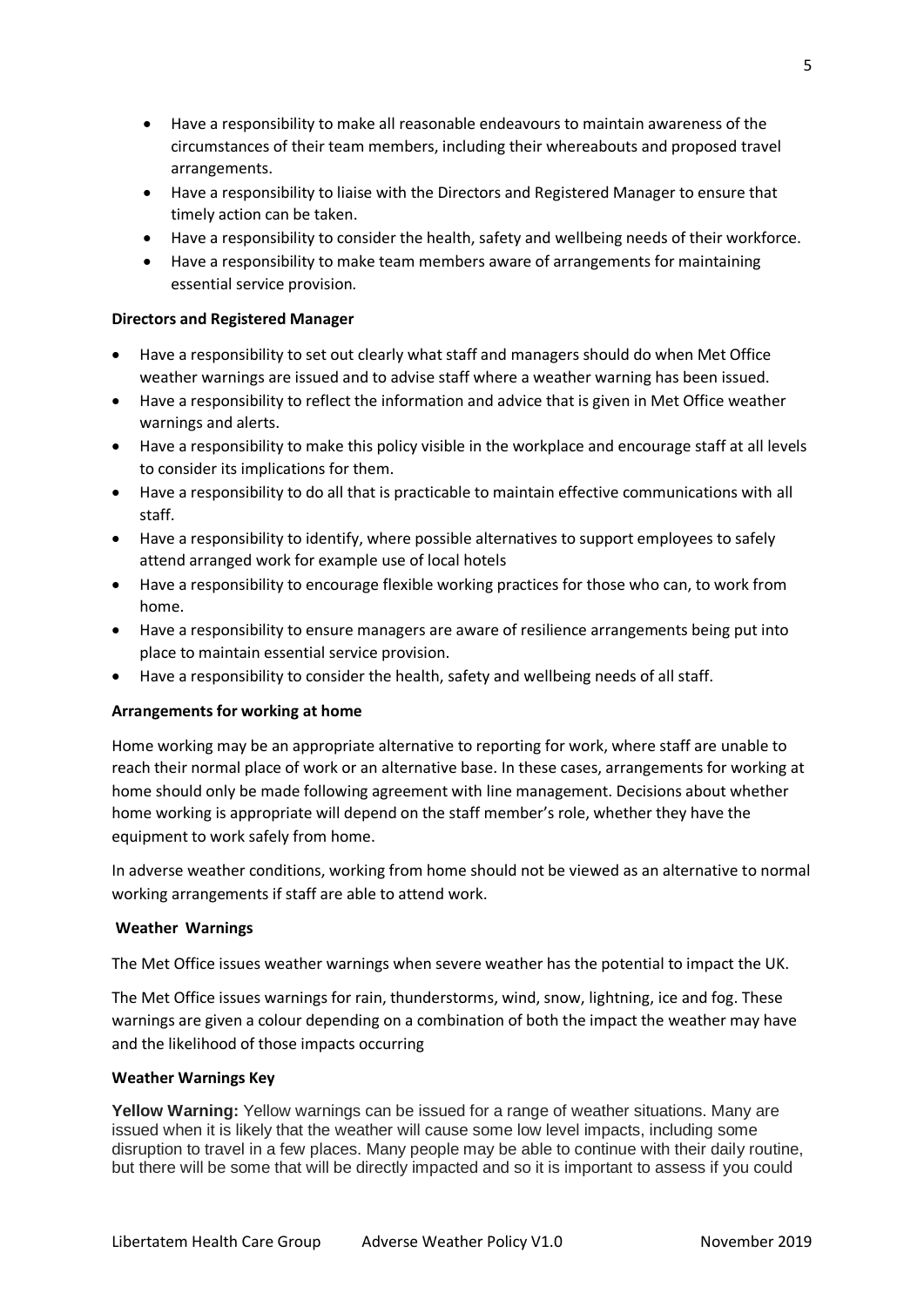- Have a responsibility to make all reasonable endeavours to maintain awareness of the circumstances of their team members, including their whereabouts and proposed travel arrangements.
- Have a responsibility to liaise with the Directors and Registered Manager to ensure that timely action can be taken.
- Have a responsibility to consider the health, safety and wellbeing needs of their workforce.
- Have a responsibility to make team members aware of arrangements for maintaining essential service provision.

**Directors and Registered Manager**

- Have a responsibility to set out clearly what staff and managers should do when Met Office weather warnings are issued and to advise staff where a weather warning has been issued.
- Have a responsibility to reflect the information and advice that is given in Met Office weather warnings and alerts.
- Have a responsibility to make this policy visible in the workplace and encourage staff at all levels to consider its implications for them.
- Have a responsibility to do all that is practicable to maintain effective communications with all staff.
- Have a responsibility to identify, where possible alternatives to support employees to safely attend arranged work for example use of local hotels
- Have a responsibility to encourage flexible working practices for those who can, to work from home.
- Have a responsibility to ensure managers are aware of resilience arrangements being put into place to maintain essential service provision.
- Have a responsibility to consider the health, safety and wellbeing needs of all staff.

**Arrangements for working at home**

Home working may be an appropriate alternative to reporting for work, where staff are unable to reach their normal place of work or an alternative base. In these cases, arrangements for working at home should only be made following agreement with line management. Decisions about whether home working is appropriate will depend on the staff member's role, whether they have the equipment to work safely from home.

In adverse weather conditions, working from home should not be viewed as an alternative to normal working arrangements if staff are able to attend work.

**Weather Warnings**

The Met Office issues weather warnings when severe weather has the potential to impact the UK.

The Met Office issues warnings for rain, thunderstorms, wind, snow, lightning, ice and fog. These warnings are given a colour depending on a combination of both the impact the weather may have and the likelihood of those impacts occurring

**Weather Warnings Key**

**Yellow Warning:** Yellow warnings can be issued for a range of weather situations. Many are issued when it is likely that the weather will cause some low level impacts, including some disruption to travel in a few places. Many people may be able to continue with their daily routine, but there will be some that will be directly impacted and so it is important to assess if you could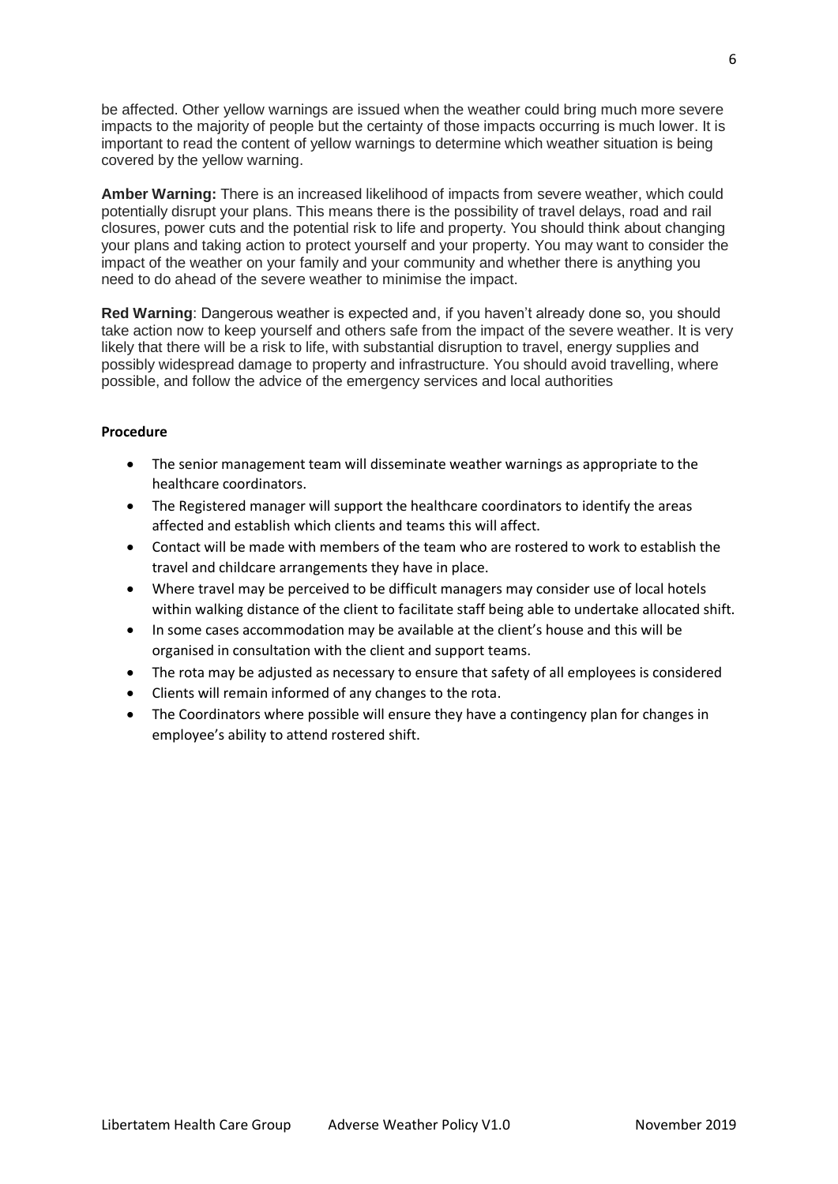be affected. Other yellow warnings are issued when the weather could bring much more severe impacts to the majority of people but the certainty of those impacts occurring is much lower. It is important to read the content of yellow warnings to determine which weather situation is being covered by the yellow warning.

**Amber Warning:** There is an increased likelihood of impacts from severe weather, which could potentially disrupt your plans. This means there is the possibility of travel delays, road and rail closures, power cuts and the potential risk to life and property. You should think about changing your plans and taking action to protect yourself and your property. You may want to consider the impact of the weather on your family and your community and whether there is anything you need to do ahead of the severe weather to minimise the impact.

**Red Warning**: Dangerous weather is expected and, if you haven't already done so, you should take action now to keep yourself and others safe from the impact of the severe weather. It is very likely that there will be a risk to life, with substantial disruption to travel, energy supplies and possibly widespread damage to property and infrastructure. You should avoid travelling, where possible, and follow the advice of the emergency services and local authorities

**Procedure**

- The senior management team will disseminate weather warnings as appropriate to the healthcare coordinators.
- The Registered manager will support the healthcare coordinators to identify the areas affected and establish which clients and teams this will affect.
- Contact will be made with members of the team who are rostered to work to establish the travel and childcare arrangements they have in place.
- Where travel may be perceived to be difficult managers may consider use of local hotels within walking distance of the client to facilitate staff being able to undertake allocated shift.
- In some cases accommodation may be available at the client's house and this will be organised in consultation with the client and support teams.
- The rota may be adjusted as necessary to ensure that safety of all employees is considered
- Clients will remain informed of any changes to the rota.
- The Coordinators where possible will ensure they have a contingency plan for changes in employee's ability to attend rostered shift.